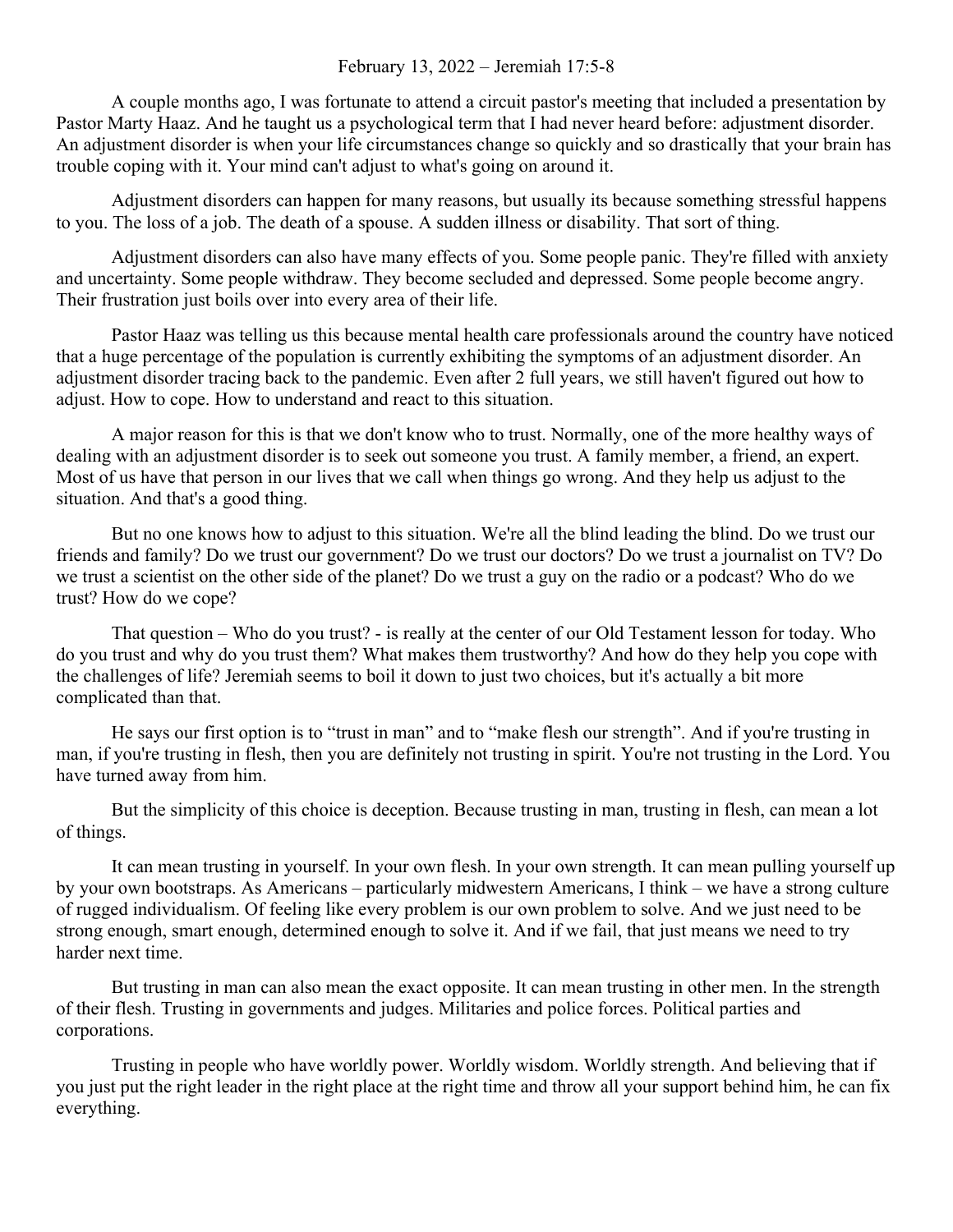February 13, 2022 – Jeremiah 17:5-8

A couple months ago, I was fortunate to attend a circuit pastor's meeting that included a presentation by Pastor Marty Haaz. And he taught us a psychological term that I had never heard before: adjustment disorder. An adjustment disorder is when your life circumstances change so quickly and so drastically that your brain has trouble coping with it. Your mind can't adjust to what's going on around it.

Adjustment disorders can happen for many reasons, but usually its because something stressful happens to you. The loss of a job. The death of a spouse. A sudden illness or disability. That sort of thing.

Adjustment disorders can also have many effects of you. Some people panic. They're filled with anxiety and uncertainty. Some people withdraw. They become secluded and depressed. Some people become angry. Their frustration just boils over into every area of their life.

Pastor Haaz was telling us this because mental health care professionals around the country have noticed that a huge percentage of the population is currently exhibiting the symptoms of an adjustment disorder. An adjustment disorder tracing back to the pandemic. Even after 2 full years, we still haven't figured out how to adjust. How to cope. How to understand and react to this situation.

A major reason for this is that we don't know who to trust. Normally, one of the more healthy ways of dealing with an adjustment disorder is to seek out someone you trust. A family member, a friend, an expert. Most of us have that person in our lives that we call when things go wrong. And they help us adjust to the situation. And that's a good thing.

But no one knows how to adjust to this situation. We're all the blind leading the blind. Do we trust our friends and family? Do we trust our government? Do we trust our doctors? Do we trust a journalist on TV? Do we trust a scientist on the other side of the planet? Do we trust a guy on the radio or a podcast? Who do we trust? How do we cope?

That question – Who do you trust? - is really at the center of our Old Testament lesson for today. Who do you trust and why do you trust them? What makes them trustworthy? And how do they help you cope with the challenges of life? Jeremiah seems to boil it down to just two choices, but it's actually a bit more complicated than that.

He says our first option is to "trust in man" and to "make flesh our strength". And if you're trusting in man, if you're trusting in flesh, then you are definitely not trusting in spirit. You're not trusting in the Lord. You have turned away from him.

But the simplicity of this choice is deception. Because trusting in man, trusting in flesh, can mean a lot of things.

It can mean trusting in yourself. In your own flesh. In your own strength. It can mean pulling yourself up by your own bootstraps. As Americans – particularly midwestern Americans, I think – we have a strong culture of rugged individualism. Of feeling like every problem is our own problem to solve. And we just need to be strong enough, smart enough, determined enough to solve it. And if we fail, that just means we need to try harder next time.

But trusting in man can also mean the exact opposite. It can mean trusting in other men. In the strength of their flesh. Trusting in governments and judges. Militaries and police forces. Political parties and corporations.

Trusting in people who have worldly power. Worldly wisdom. Worldly strength. And believing that if you just put the right leader in the right place at the right time and throw all your support behind him, he can fix everything.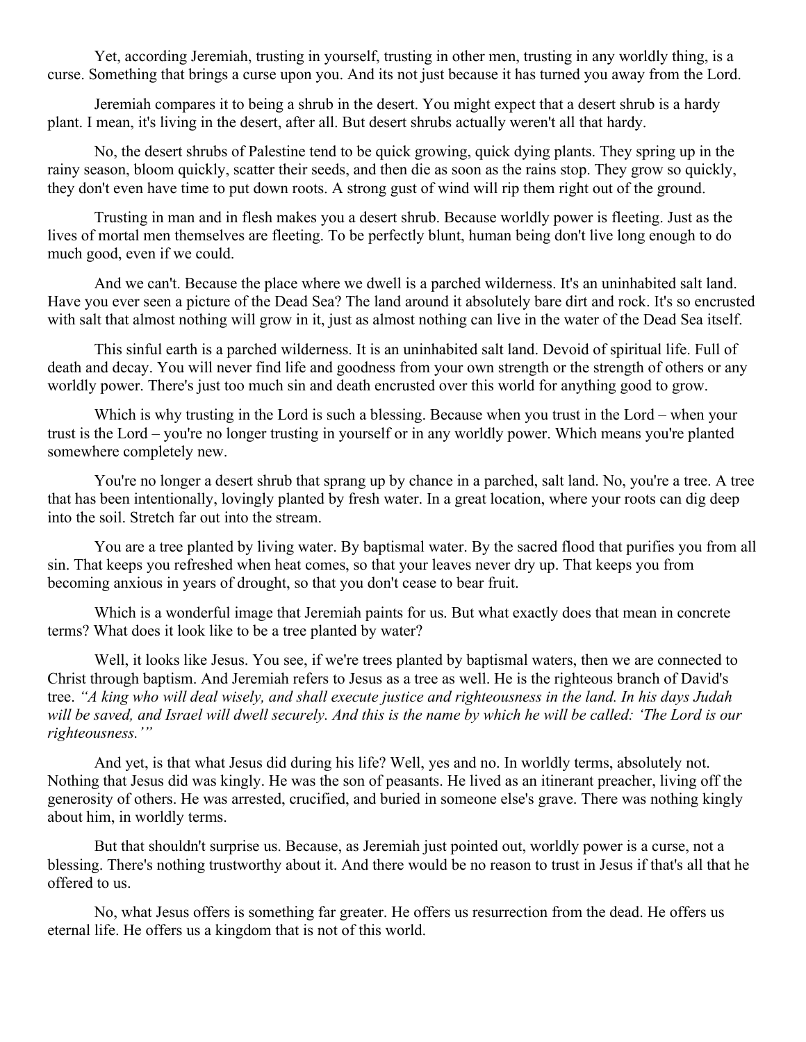Yet, according Jeremiah, trusting in yourself, trusting in other men, trusting in any worldly thing, is a curse. Something that brings a curse upon you. And its not just because it has turned you away from the Lord.

Jeremiah compares it to being a shrub in the desert. You might expect that a desert shrub is a hardy plant. I mean, it's living in the desert, after all. But desert shrubs actually weren't all that hardy.

No, the desert shrubs of Palestine tend to be quick growing, quick dying plants. They spring up in the rainy season, bloom quickly, scatter their seeds, and then die as soon as the rains stop. They grow so quickly, they don't even have time to put down roots. A strong gust of wind will rip them right out of the ground.

Trusting in man and in flesh makes you a desert shrub. Because worldly power is fleeting. Just as the lives of mortal men themselves are fleeting. To be perfectly blunt, human being don't live long enough to do much good, even if we could.

And we can't. Because the place where we dwell is a parched wilderness. It's an uninhabited salt land. Have you ever seen a picture of the Dead Sea? The land around it absolutely bare dirt and rock. It's so encrusted with salt that almost nothing will grow in it, just as almost nothing can live in the water of the Dead Sea itself.

This sinful earth is a parched wilderness. It is an uninhabited salt land. Devoid of spiritual life. Full of death and decay. You will never find life and goodness from your own strength or the strength of others or any worldly power. There's just too much sin and death encrusted over this world for anything good to grow.

Which is why trusting in the Lord is such a blessing. Because when you trust in the Lord – when your trust is the Lord – you're no longer trusting in yourself or in any worldly power. Which means you're planted somewhere completely new.

You're no longer a desert shrub that sprang up by chance in a parched, salt land. No, you're a tree. A tree that has been intentionally, lovingly planted by fresh water. In a great location, where your roots can dig deep into the soil. Stretch far out into the stream.

You are a tree planted by living water. By baptismal water. By the sacred flood that purifies you from all sin. That keeps you refreshed when heat comes, so that your leaves never dry up. That keeps you from becoming anxious in years of drought, so that you don't cease to bear fruit.

Which is a wonderful image that Jeremiah paints for us. But what exactly does that mean in concrete terms? What does it look like to be a tree planted by water?

Well, it looks like Jesus. You see, if we're trees planted by baptismal waters, then we are connected to Christ through baptism. And Jeremiah refers to Jesus as a tree as well. He is the righteous branch of David's tree. *"A king who will deal wisely, and shall execute justice and righteousness in the land. In his days Judah will be saved, and Israel will dwell securely. And this is the name by which he will be called: 'The Lord is our righteousness.'"*

And yet, is that what Jesus did during his life? Well, yes and no. In worldly terms, absolutely not. Nothing that Jesus did was kingly. He was the son of peasants. He lived as an itinerant preacher, living off the generosity of others. He was arrested, crucified, and buried in someone else's grave. There was nothing kingly about him, in worldly terms.

But that shouldn't surprise us. Because, as Jeremiah just pointed out, worldly power is a curse, not a blessing. There's nothing trustworthy about it. And there would be no reason to trust in Jesus if that's all that he offered to us.

No, what Jesus offers is something far greater. He offers us resurrection from the dead. He offers us eternal life. He offers us a kingdom that is not of this world.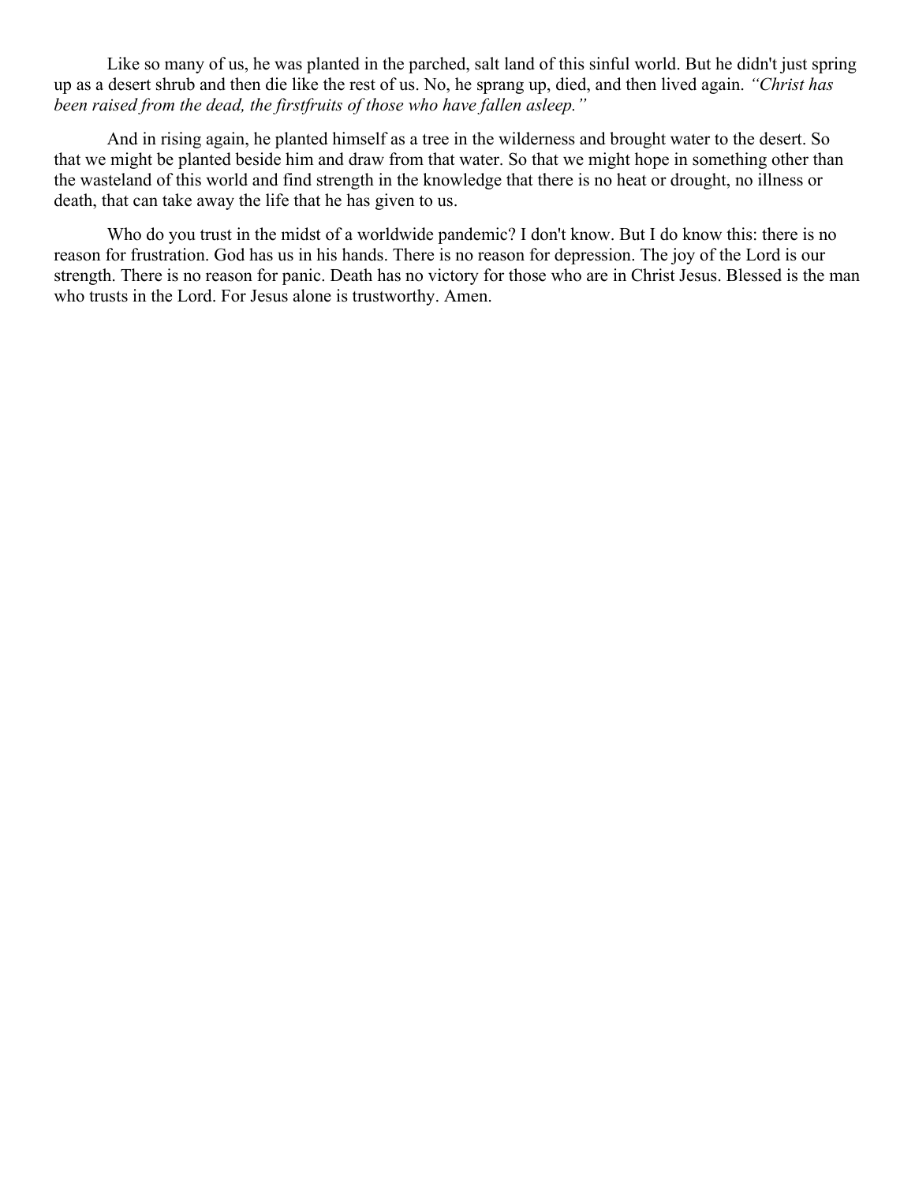Like so many of us, he was planted in the parched, salt land of this sinful world. But he didn't just spring up as a desert shrub and then die like the rest of us. No, he sprang up, died, and then lived again. *"Christ has been raised from the dead, the firstfruits of those who have fallen asleep."*

And in rising again, he planted himself as a tree in the wilderness and brought water to the desert. So that we might be planted beside him and draw from that water. So that we might hope in something other than the wasteland of this world and find strength in the knowledge that there is no heat or drought, no illness or death, that can take away the life that he has given to us.

Who do you trust in the midst of a worldwide pandemic? I don't know. But I do know this: there is no reason for frustration. God has us in his hands. There is no reason for depression. The joy of the Lord is our strength. There is no reason for panic. Death has no victory for those who are in Christ Jesus. Blessed is the man who trusts in the Lord. For Jesus alone is trustworthy. Amen.